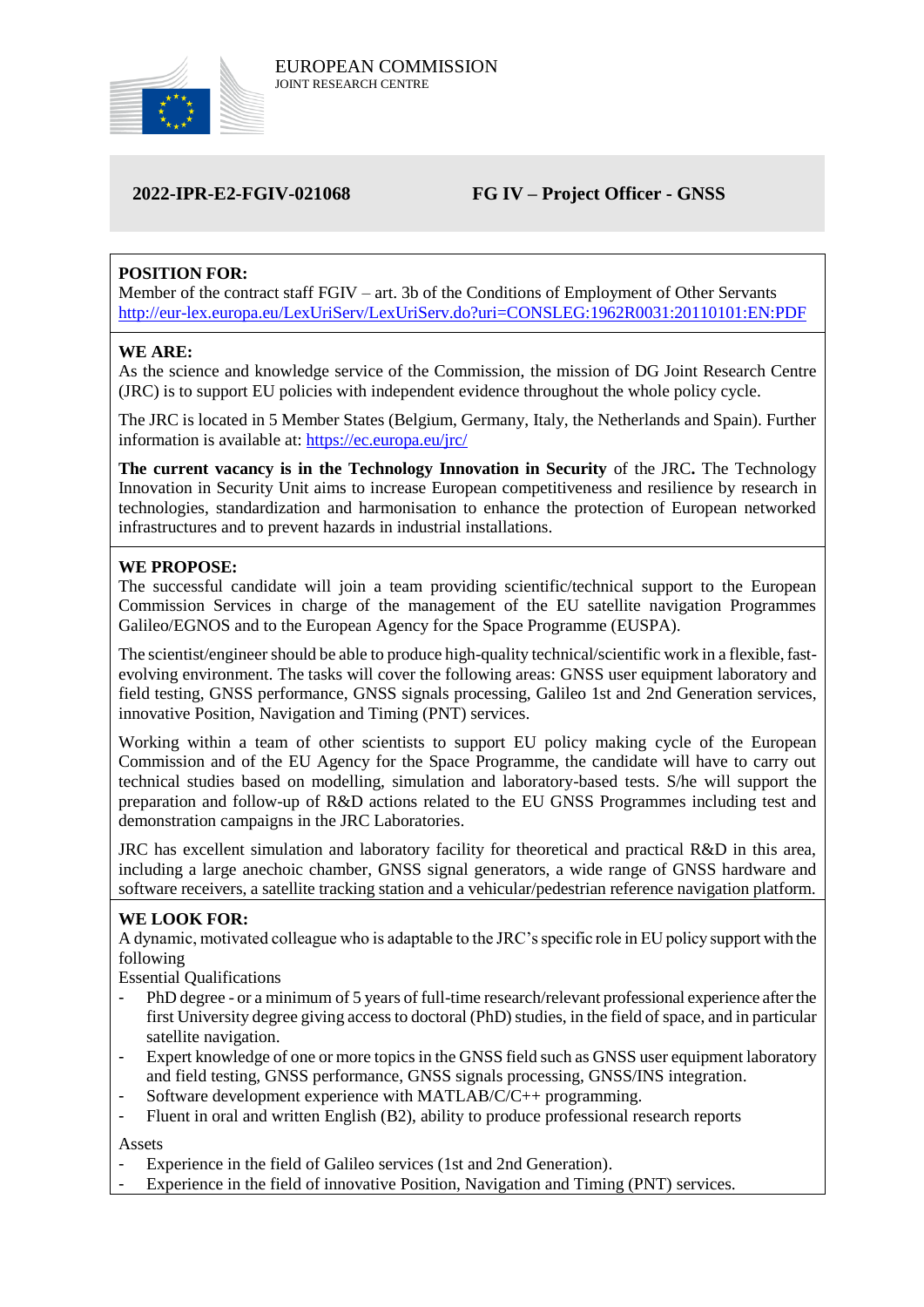EUROPEAN COMMISSION
JOINT RESEARCH CENTRE

**2022-IPR-E2-FGIV-021068** **FG IV – Project Officer - GNSS**

**POSITION FOR:**
Member of the contract staff FGIV – art. 3b of the Conditions of Employment of Other Servants
http://eur-lex.europa.eu/LexUriServ/LexUriServ.do?uri=CONSLEG:1962R0031:20110101:EN:PDF

**WE ARE:**
As the science and knowledge service of the Commission, the mission of DG Joint Research Centre (JRC) is to support EU policies with independent evidence throughout the whole policy cycle.

The JRC is located in 5 Member States (Belgium, Germany, Italy, the Netherlands and Spain). Further information is available at: https://ec.europa.eu/jrc/

**The current vacancy is in the Technology Innovation in Security** of the JRC**.** The Technology Innovation in Security Unit aims to increase European competitiveness and resilience by research in technologies, standardization and harmonisation to enhance the protection of European networked infrastructures and to prevent hazards in industrial installations.

**WE PROPOSE:**
The successful candidate will join a team providing scientific/technical support to the European Commission Services in charge of the management of the EU satellite navigation Programmes Galileo/EGNOS and to the European Agency for the Space Programme (EUSPA).

The scientist/engineer should be able to produce high-quality technical/scientific work in a flexible, fast-evolving environment. The tasks will cover the following areas: GNSS user equipment laboratory and field testing, GNSS performance, GNSS signals processing, Galileo 1st and 2nd Generation services, innovative Position, Navigation and Timing (PNT) services.

Working within a team of other scientists to support EU policy making cycle of the European Commission and of the EU Agency for the Space Programme, the candidate will have to carry out technical studies based on modelling, simulation and laboratory-based tests. S/he will support the preparation and follow-up of R&D actions related to the EU GNSS Programmes including test and demonstration campaigns in the JRC Laboratories.

JRC has excellent simulation and laboratory facility for theoretical and practical R&D in this area, including a large anechoic chamber, GNSS signal generators, a wide range of GNSS hardware and software receivers, a satellite tracking station and a vehicular/pedestrian reference navigation platform.

**WE LOOK FOR:**
A dynamic, motivated colleague who is adaptable to the JRC's specific role in EU policy support with the following

Essential Qualifications

- PhD degree - or a minimum of 5 years of full-time research/relevant professional experience after the first University degree giving access to doctoral (PhD) studies, in the field of space, and in particular satellite navigation.
- Expert knowledge of one or more topics in the GNSS field such as GNSS user equipment laboratory and field testing, GNSS performance, GNSS signals processing, GNSS/INS integration.
- Software development experience with MATLAB/C/C++ programming.
- Fluent in oral and written English (B2), ability to produce professional research reports

Assets

- Experience in the field of Galileo services (1st and 2nd Generation).
- Experience in the field of innovative Position, Navigation and Timing (PNT) services.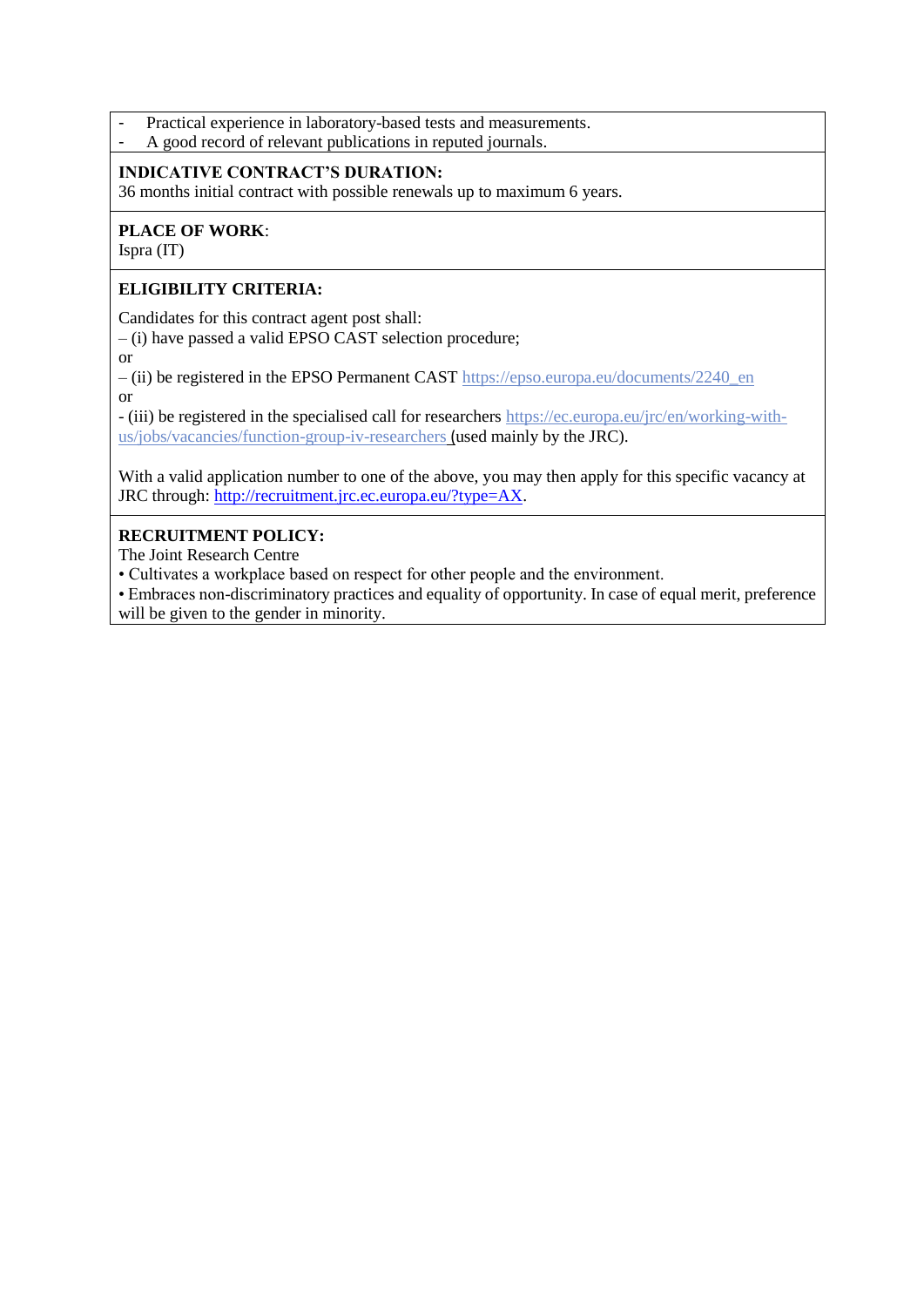- Practical experience in laboratory-based tests and measurements.
- A good record of relevant publications in reputed journals.

**INDICATIVE CONTRACT'S DURATION:**
36 months initial contract with possible renewals up to maximum 6 years.

**PLACE OF WORK**:
Ispra (IT)

**ELIGIBILITY CRITERIA:**

Candidates for this contract agent post shall:
– (i) have passed a valid EPSO CAST selection procedure;
or
– (ii) be registered in the EPSO Permanent CAST https://epso.europa.eu/documents/2240_en
or
- (iii) be registered in the specialised call for researchers https://ec.europa.eu/jrc/en/working-with-us/jobs/vacancies/function-group-iv-researchers (used mainly by the JRC).

With a valid application number to one of the above, you may then apply for this specific vacancy at JRC through: http://recruitment.jrc.ec.europa.eu/?type=AX.

**RECRUITMENT POLICY:**
The Joint Research Centre
• Cultivates a workplace based on respect for other people and the environment.
• Embraces non-discriminatory practices and equality of opportunity. In case of equal merit, preference will be given to the gender in minority.